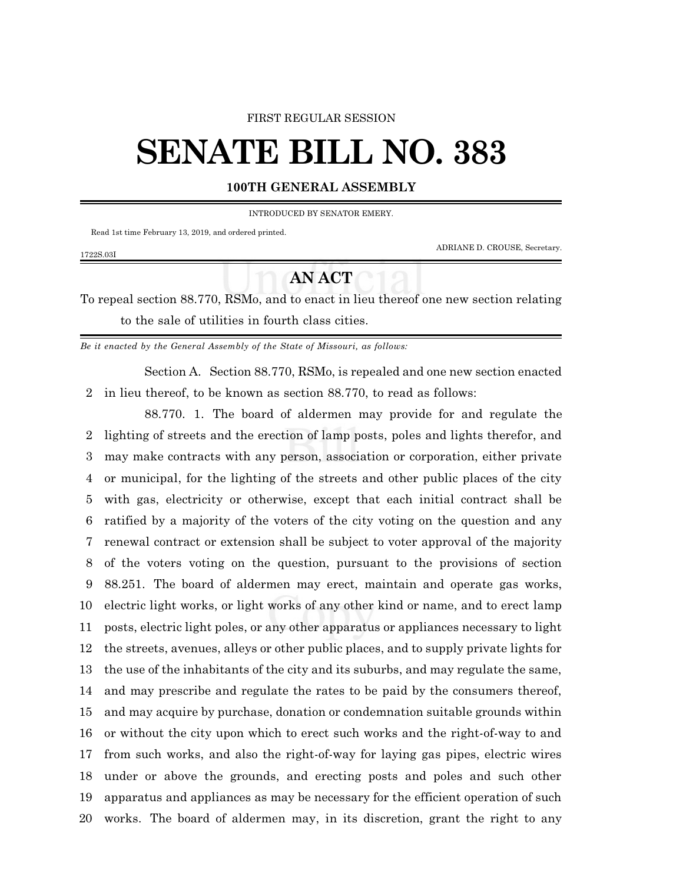FIRST REGULAR SESSION

# SENATE BILL NO. 383

**100TH GENERAL ASSEMBLY**

INTRODUCED BY SENATOR EMERY.

Read 1st time February 13, 2019, and ordered printed.

ADRIANE D. CROUSE, Secretary.

1722S.03I

## AN ACT

To repeal section 88.770, RSMo, and to enact in lieu thereof one new section relating to the sale of utilities in fourth class cities.

*Be it enacted by the General Assembly of the State of Missouri, as follows:*

Section A. Section 88.770, RSMo, is repealed and one new section enacted in lieu thereof, to be known as section 88.770, to read as follows:

88.770. 1. The board of aldermen may provide for and regulate the lighting of streets and the erection of lamp posts, poles and lights therefor, and may make contracts with any person, association or corporation, either private or municipal, for the lighting of the streets and other public places of the city with gas, electricity or otherwise, except that each initial contract shall be ratified by a majority of the voters of the city voting on the question and any renewal contract or extension shall be subject to voter approval of the majority of the voters voting on the question, pursuant to the provisions of section 88.251. The board of aldermen may erect, maintain and operate gas works, electric light works, or light works of any other kind or name, and to erect lamp posts, electric light poles, or any other apparatus or appliances necessary to light the streets, avenues, alleys or other public places, and to supply private lights for the use of the inhabitants of the city and its suburbs, and may regulate the same, and may prescribe and regulate the rates to be paid by the consumers thereof, and may acquire by purchase, donation or condemnation suitable grounds within or without the city upon which to erect such works and the right-of-way to and from such works, and also the right-of-way for laying gas pipes, electric wires under or above the grounds, and erecting posts and poles and such other apparatus and appliances as may be necessary for the efficient operation of such works. The board of aldermen may, in its discretion, grant the right to any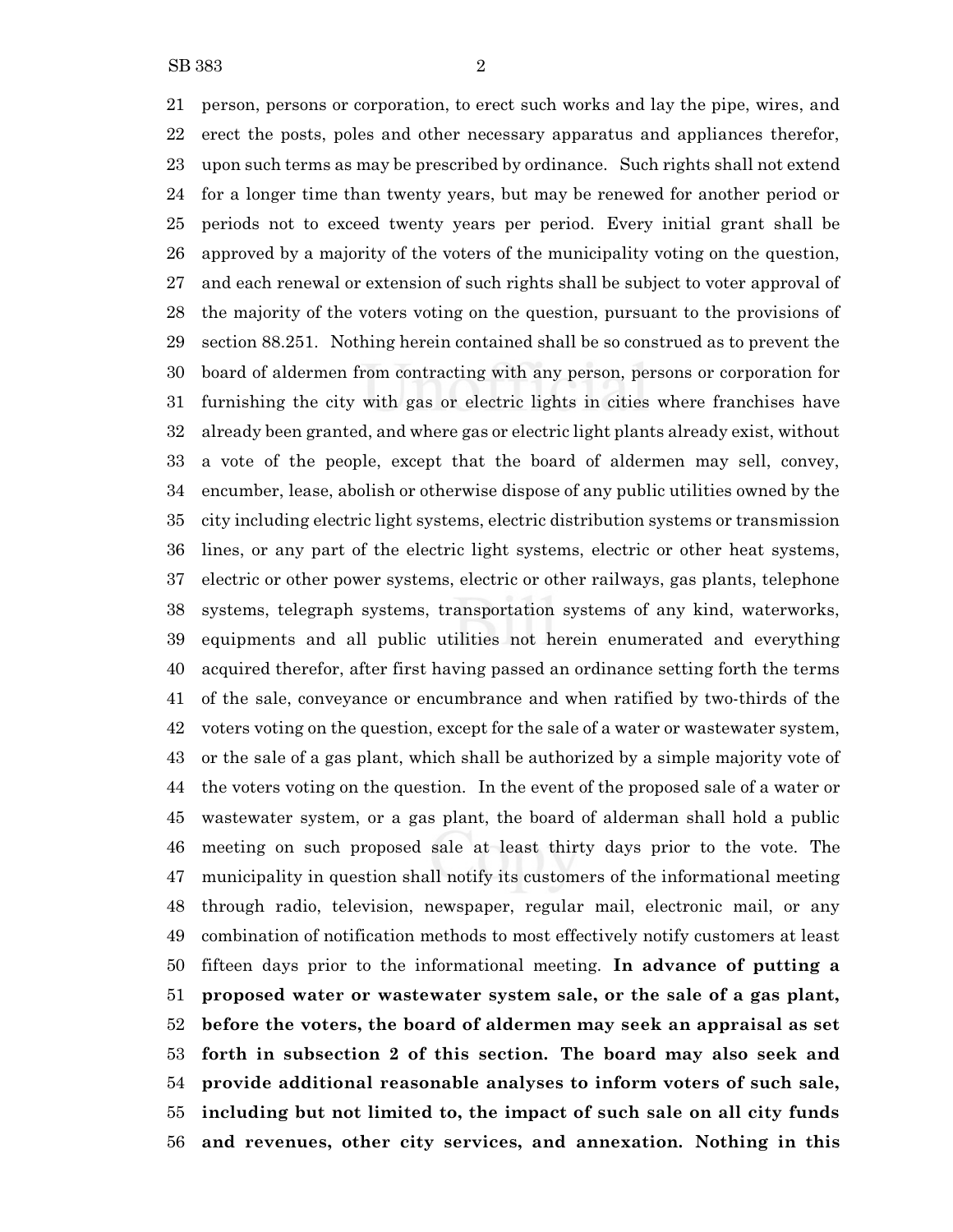person, persons or corporation, to erect such works and lay the pipe, wires, and erect the posts, poles and other necessary apparatus and appliances therefor, upon such terms as may be prescribed by ordinance. Such rights shall not extend for a longer time than twenty years, but may be renewed for another period or periods not to exceed twenty years per period. Every initial grant shall be approved by a majority of the voters of the municipality voting on the question, and each renewal or extension of such rights shall be subject to voter approval of the majority of the voters voting on the question, pursuant to the provisions of section 88.251. Nothing herein contained shall be so construed as to prevent the board of aldermen from contracting with any person, persons or corporation for furnishing the city with gas or electric lights in cities where franchises have already been granted, and where gas or electric light plants already exist, without a vote of the people, except that the board of aldermen may sell, convey, encumber, lease, abolish or otherwise dispose of any public utilities owned by the city including electric light systems, electric distribution systems or transmission lines, or any part of the electric light systems, electric or other heat systems, electric or other power systems, electric or other railways, gas plants, telephone systems, telegraph systems, transportation systems of any kind, waterworks, equipments and all public utilities not herein enumerated and everything acquired therefor, after first having passed an ordinance setting forth the terms of the sale, conveyance or encumbrance and when ratified by two-thirds of the voters voting on the question, except for the sale of a water or wastewater system, or the sale of a gas plant, which shall be authorized by a simple majority vote of the voters voting on the question. In the event of the proposed sale of a water or wastewater system, or a gas plant, the board of alderman shall hold a public meeting on such proposed sale at least thirty days prior to the vote. The municipality in question shall notify its customers of the informational meeting through radio, television, newspaper, regular mail, electronic mail, or any combination of notification methods to most effectively notify customers at least fifteen days prior to the informational meeting. **In advance of putting a proposed water or wastewater system sale, or the sale of a gas plant, before the voters, the board of aldermen may seek an appraisal as set forth in subsection 2 of this section. The board may also seek and provide additional reasonable analyses to inform voters of such sale, including but not limited to, the impact of such sale on all city funds and revenues, other city services, and annexation. Nothing in this**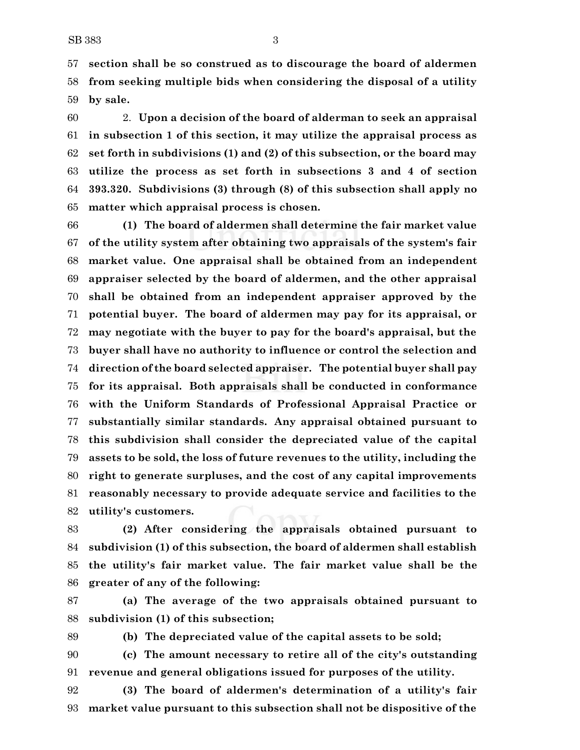**section shall be so construed as to discourage the board of aldermen from seeking multiple bids when considering the disposal of a utility by sale.**

2. **Upon a decision of the board of alderman to seek an appraisal in subsection 1 of this section, it may utilize the appraisal process as set forth in subdivisions (1) and (2) of this subsection, or the board may utilize the process as set forth in subsections 3 and 4 of section 393.320. Subdivisions (3) through (8) of this subsection shall apply no matter which appraisal process is chosen.**

**(1) The board of aldermen shall determine the fair market value of the utility system after obtaining two appraisals of the system's fair market value. One appraisal shall be obtained from an independent appraiser selected by the board of aldermen, and the other appraisal shall be obtained from an independent appraiser approved by the potential buyer. The board of aldermen may pay for its appraisal, or may negotiate with the buyer to pay for the board's appraisal, but the buyer shall have no authority to influence or control the selection and direction of the board selected appraiser. The potential buyer shall pay for its appraisal. Both appraisals shall be conducted in conformance with the Uniform Standards of Professional Appraisal Practice or substantially similar standards. Any appraisal obtained pursuant to this subdivision shall consider the depreciated value of the capital assets to be sold, the loss of future revenues to the utility, including the right to generate surpluses, and the cost of any capital improvements reasonably necessary to provide adequate service and facilities to the utility's customers.**

**(2) After considering the appraisals obtained pursuant to subdivision (1) of this subsection, the board of aldermen shall establish the utility's fair market value. The fair market value shall be the greater of any of the following:**

**(a) The average of the two appraisals obtained pursuant to subdivision (1) of this subsection;**

**(b) The depreciated value of the capital assets to be sold;**

**(c) The amount necessary to retire all of the city's outstanding revenue and general obligations issued for purposes of the utility.**

**(3) The board of aldermen's determination of a utility's fair market value pursuant to this subsection shall not be dispositive of the**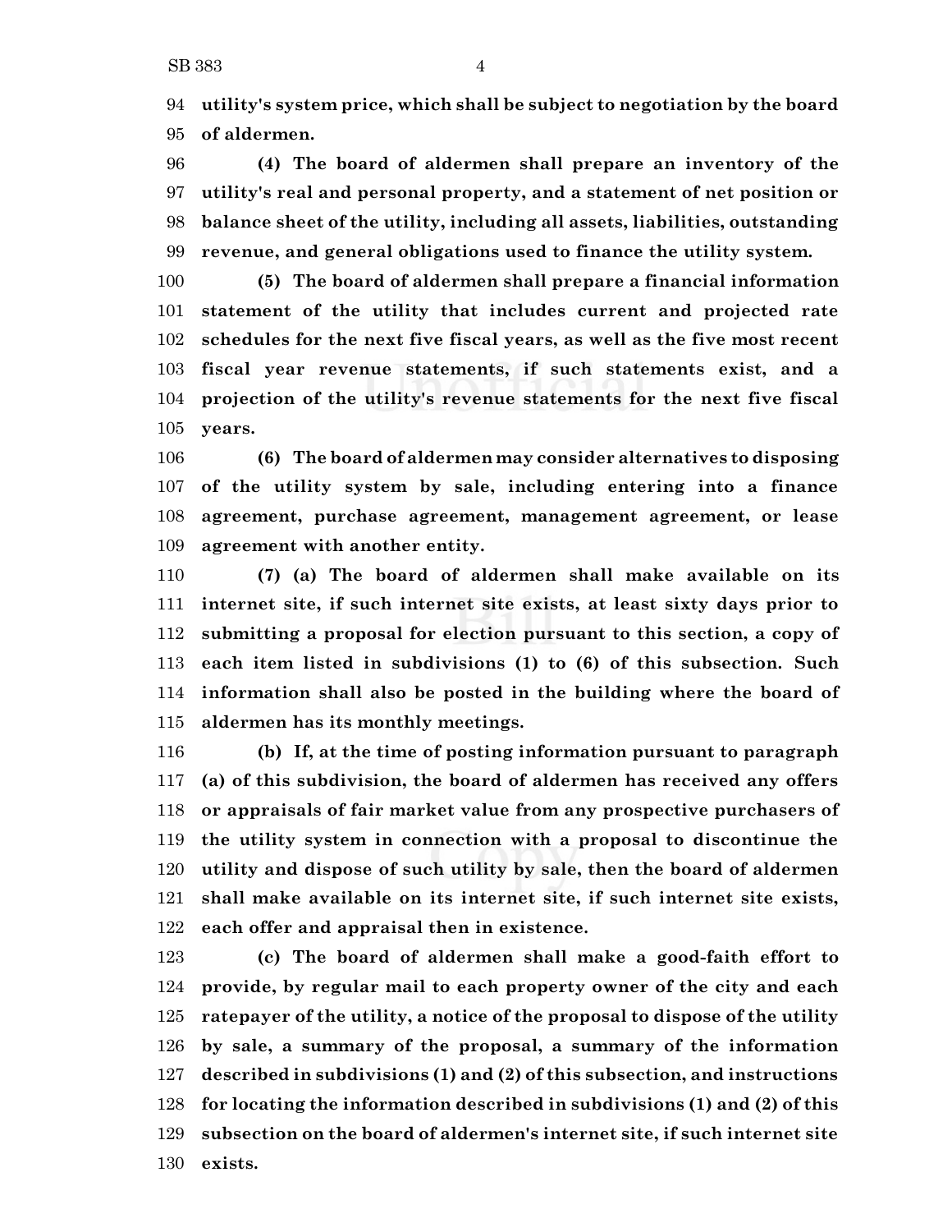**utility's system price, which shall be subject to negotiation by the board of aldermen.**

**(4) The board of aldermen shall prepare an inventory of the utility's real and personal property, and a statement of net position or balance sheet of the utility, including all assets, liabilities, outstanding revenue, and general obligations used to finance the utility system.**

**(5) The board of aldermen shall prepare a financial information statement of the utility that includes current and projected rate schedules for the next five fiscal years, as well as the five most recent fiscal year revenue statements, if such statements exist, and a projection of the utility's revenue statements for the next five fiscal years.**

**(6) The board of aldermen may consider alternatives to disposing of the utility system by sale, including entering into a finance agreement, purchase agreement, management agreement, or lease agreement with another entity.**

**(7) (a) The board of aldermen shall make available on its internet site, if such internet site exists, at least sixty days prior to submitting a proposal for election pursuant to this section, a copy of each item listed in subdivisions (1) to (6) of this subsection. Such information shall also be posted in the building where the board of aldermen has its monthly meetings.**

**(b) If, at the time of posting information pursuant to paragraph (a) of this subdivision, the board of aldermen has received any offers or appraisals of fair market value from any prospective purchasers of the utility system in connection with a proposal to discontinue the utility and dispose of such utility by sale, then the board of aldermen shall make available on its internet site, if such internet site exists, each offer and appraisal then in existence.**

**(c) The board of aldermen shall make a good-faith effort to provide, by regular mail to each property owner of the city and each ratepayer of the utility, a notice of the proposal to dispose of the utility by sale, a summary of the proposal, a summary of the information described in subdivisions (1) and (2) of this subsection, and instructions for locating the information described in subdivisions (1) and (2) of this subsection on the board of aldermen's internet site, if such internet site exists.**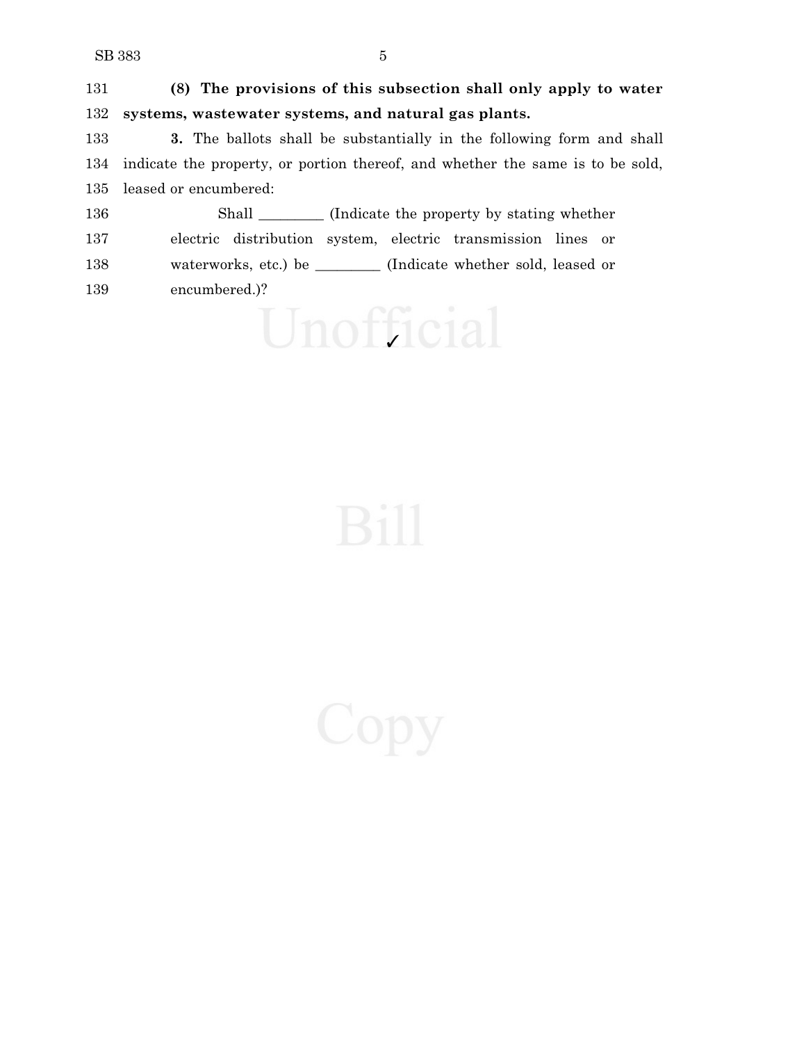(8) **The provisions of this subsection shall only apply to water systems, wastewater systems, and natural gas plants.**

**3.** The ballots shall be substantially in the following form and shall indicate the property, or portion thereof, and whether the same is to be sold, leased or encumbered:

Shall _________ (Indicate the property by stating whether electric distribution system, electric transmission lines or waterworks, etc.) be _________ (Indicate whether sold, leased or encumbered.)?

✓